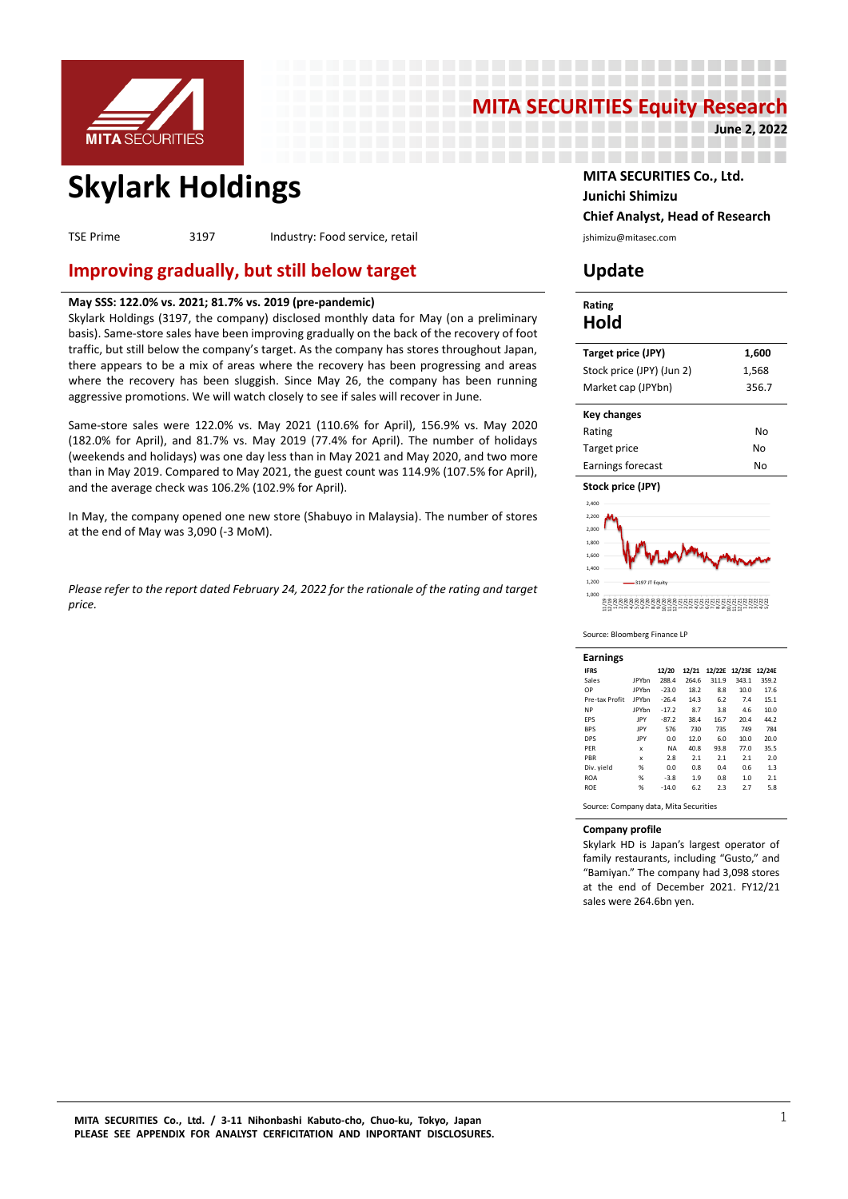# MITA SECURITIES Equity Research

**June 2, 2022**

# Skylark Holdings

TSE Prime 3197 Industry: Food service, retail

## Improving gradually, but still below target

**May SSS: 122.0% vs. 2021; 81.7% vs. 2019 (pre-pandemic)**

Skylark Holdings (3197, the company) disclosed monthly data for May (on a preliminary basis). Same-store sales have been improving gradually on the back of the recovery of foot traffic, but still below the company's target. As the company has stores throughout Japan, there appears to be a mix of areas where the recovery has been progressing and areas where the recovery has been sluggish. Since May 26, the company has been running aggressive promotions. We will watch closely to see if sales will recover in June.

Same-store sales were 122.0% vs. May 2021 (110.6% for April), 156.9% vs. May 2020 (182.0% for April), and 81.7% vs. May 2019 (77.4% for April). The number of holidays (weekends and holidays) was one day less than in May 2021 and May 2020, and two more than in May 2019. Compared to May 2021, the guest count was 114.9% (107.5% for April), and the average check was 106.2% (102.9% for April).

In May, the company opened one new store (Shabuyo in Malaysia). The number of stores at the end of May was 3,090 (-3 MoM).

*Please refer to the report dated February 24, 2022 for the rationale of the rating and target price.*

**MITA SECURITIES Co., Ltd.**
**Junichi Shimizu**
**Chief Analyst, Head of Research**
jshimizu@mitasec.com

## Update

**Rating**
**Hold**

| | |
|---|---|
| **Target price (JPY)** | **1,600** |
| Stock price (JPY) (Jun 2) | 1,568 |
| Market cap (JPYbn) | 356.7 |

| **Key changes** | |
|---|---|
| Rating | No |
| Target price | No |
| Earnings forecast | No |

**Stock price (JPY)**

Source: Bloomberg Finance LP

**Earnings**

| IFRS | | 12/20 | 12/21 | 12/22E | 12/23E | 12/24E |
|---|---|---|---|---|---|---|
| Sales | JPYbn | 288.4 | 264.6 | 311.9 | 343.1 | 359.2 |
| OP | JPYbn | -23.0 | 18.2 | 8.8 | 10.0 | 17.6 |
| Pre-tax Profit | JPYbn | -26.4 | 14.3 | 6.2 | 7.4 | 15.1 |
| NP | JPYbn | -17.2 | 8.7 | 3.8 | 4.6 | 10.0 |
| EPS | JPY | -87.2 | 38.4 | 16.7 | 20.4 | 44.2 |
| BPS | JPY | 576 | 730 | 735 | 749 | 784 |
| DPS | JPY | 0.0 | 12.0 | 6.0 | 10.0 | 20.0 |
| PER | x | NA | 40.8 | 93.8 | 77.0 | 35.5 |
| PBR | x | 2.8 | 2.1 | 2.1 | 2.1 | 2.0 |
| Div. yield | % | 0.0 | 0.8 | 0.4 | 0.6 | 1.3 |
| ROA | % | -3.8 | 1.9 | 0.8 | 1.0 | 2.1 |
| ROE | % | -14.0 | 6.2 | 2.3 | 2.7 | 5.8 |

Source: Company data, Mita Securities

**Company profile**

Skylark HD is Japan's largest operator of family restaurants, including "Gusto," and "Bamiyan." The company had 3,098 stores at the end of December 2021. FY12/21 sales were 264.6bn yen.

MITA SECURITIES Co., Ltd. / 3-11 Nihonbashi Kabuto-cho, Chuo-ku, Tokyo, Japan
PLEASE SEE APPENDIX FOR ANALYST CERFICITATION AND INPORTANT DISCLOSURES.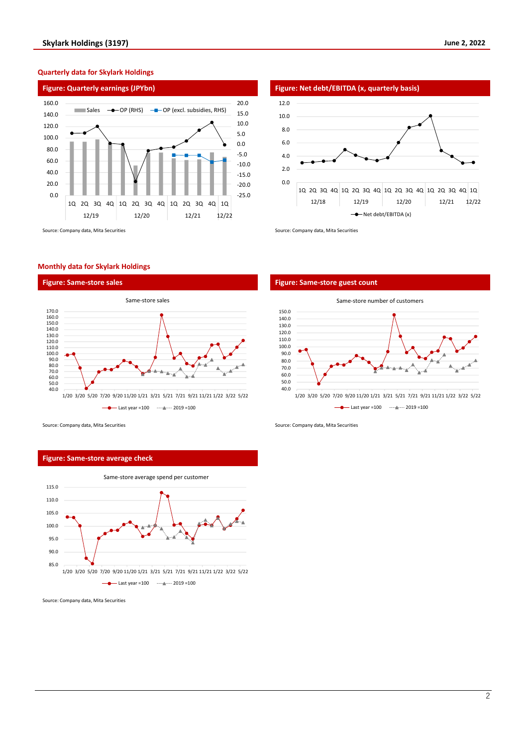## Quarterly data for Skylark Holdings

### Figure: Quarterly earnings (JPYbn)

Source: Company data, Mita Securities

### Figure: Net debt/EBITDA (x, quarterly basis)

Source: Company data, Mita Securities

## Monthly data for Skylark Holdings

### Figure: Same-store sales

Source: Company data, Mita Securities

### Figure: Same-store guest count

Source: Company data, Mita Securities

### Figure: Same-store average check

Source: Company data, Mita Securities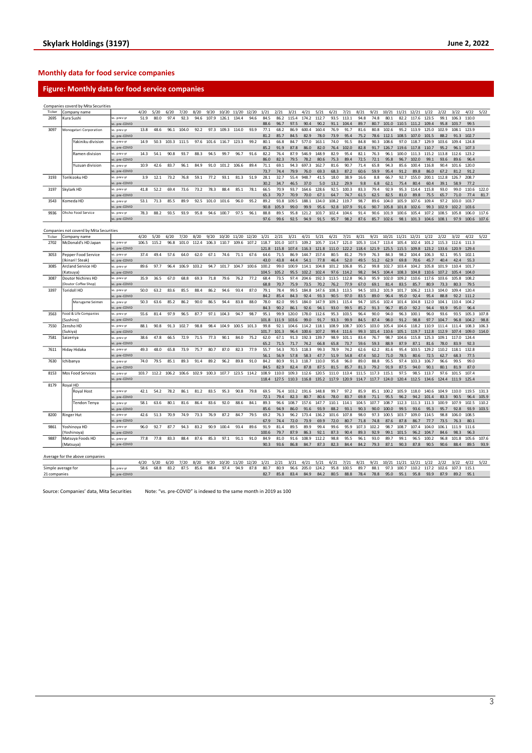## Monthly data for food service companies

### Figure: Monthly data for food service companies

Companies coverd by Mita Securities

| Ticker | Company name | | 4/20 | 5/20 | 6/20 | 7/20 | 8/20 | 9/20 | 10/20 | 11/20 | 12/20 | 1/21 | 2/21 | 3/21 | 4/21 | 5/21 | 6/21 | 7/21 | 8/21 | 9/21 | 10/21 | 11/21 | 12/21 | 1/22 | 2/22 | 3/22 | 4/22 | 5/22 |
|---|---|---|---|---|---|---|---|---|---|---|---|---|---|---|---|---|---|---|---|---|---|---|---|---|---|---|---|---|
| 2695 | Kura Sushi | vs. prev yr | 51.9 | 80.0 | 97.4 | 92.3 | 94.6 | 107.9 | 126.1 | 134.4 | 94.6 | 84.5 | 86.2 | 115.4 | 174.2 | 112.7 | 93.5 | 113.1 | 94.8 | 74.8 | 80.1 | 82.2 | 117.6 | 123.5 | 99.1 | 106.3 | 110.0 | |
| | | vs. pre-COVID | | | | | | | | | | 88.6 | 96.7 | 97.5 | 90.4 | 90.2 | 91.1 | 104.4 | 89.7 | 80.7 | 101.0 | 110.5 | 111.2 | 109.4 | 95.8 | 103.7 | 99.5 | |
| 3097 | Monogatari Corporation | vs. prev yr | 13.8 | 48.6 | 96.1 | 104.0 | 92.2 | 97.3 | 109.3 | 114.0 | 93.9 | 77.1 | 68.2 | 86.9 | 600.4 | 160.4 | 76.9 | 91.7 | 81.6 | 80.8 | 102.6 | 95.2 | 113.9 | 125.0 | 102.9 | 108.1 | 123.9 | |
| | | vs. pre-COVID | | | | | | | | | | 81.2 | 85.7 | 84.5 | 82.9 | 78.0 | 73.9 | 95.4 | 75.2 | 78.6 | 112.1 | 108.5 | 107.0 | 101.5 | 88.2 | 91.3 | 102.7 | |
| | Yakiniku division | vs. prev yr | 14.9 | 50.3 | 103.3 | 111.5 | 97.6 | 101.6 | 116.7 | 123.3 | 99.2 | 80.1 | 66.8 | 84.7 | 577.0 | 163.1 | 74.0 | 91.5 | 84.8 | 90.3 | 108.6 | 97.0 | 118.7 | 129.9 | 103.6 | 109.4 | 124.8 | |
| | | vs. pre-COVID | | | | | | | | | | 85.2 | 91.9 | 87.8 | 86.0 | 82.0 | 76.4 | 102.0 | 82.8 | 91.7 | 126.7 | 119.6 | 117.8 | 110.7 | 95.2 | 96.1 | 107.3 | |
| | Ramen division | vs. prev yr | 14.3 | 54.1 | 90.8 | 93.7 | 88.3 | 94.5 | 99.7 | 96.7 | 91.6 | 82.2 | 76.4 | 87.9 | 546.9 | 148.9 | 82.9 | 95.4 | 82.1 | 76.3 | 96.1 | 100.0 | 111.3 | 115.2 | 113.8 | 112.6 | 123.2 | |
| | | vs. pre-COVID | | | | | | | | | | 86.0 | 82.3 | 79.5 | 78.2 | 80.6 | 75.3 | 89.4 | 72.5 | 72.1 | 95.8 | 96.7 | 102.0 | 99.1 | 93.6 | 89.6 | 96.4 | |
| | Yuzuan division | vs. prev yr | 10.9 | 42.6 | 83.7 | 96.1 | 84.9 | 91.0 | 101.2 | 106.6 | 89.4 | 71.1 | 69.1 | 94.3 | 697.3 | 162.7 | 81.6 | 90.7 | 71.4 | 65.8 | 94.3 | 85.6 | 100.4 | 116.8 | 90.4 | 101.6 | 120.0 | |
| | | vs. pre-COVID | | | | | | | | | | 73.7 | 74.4 | 79.9 | 76.0 | 69.3 | 68.3 | 87.2 | 60.6 | 59.9 | 95.4 | 91.2 | 89.8 | 86.0 | 67.2 | 81.2 | 91.2 | |
| 3193 | Torikizoku HD | vs. prev yr | 3.9 | 12.1 | 73.2 | 76.8 | 59.1 | 77.2 | 93.1 | 81.3 | 51.9 | 28.1 | 32.7 | 55.4 | 948.7 | 41.5 | 18.0 | 38.9 | 16.6 | 8.8 | 66.7 | 92.7 | 155.0 | 200.1 | 112.8 | 126.7 | 208.7 | |
| | | vs. pre-COVID | | | | | | | | | | 30.2 | 34.7 | 46.5 | 37.0 | 5.0 | 13.2 | 29.9 | 9.8 | 6.8 | 62.1 | 75.4 | 80.4 | 60.4 | 39.1 | 58.9 | 77.2 | |
| 3197 | Skylark HD | vs. prev yr | 41.8 | 52.2 | 69.4 | 73.6 | 73.2 | 78.3 | 88.4 | 85.1 | 78.1 | 66.5 | 70.9 | 93.7 | 164.6 | 128.6 | 92.5 | 100.3 | 83.3 | 79.4 | 92.9 | 95.3 | 114.4 | 115.8 | 93.0 | 99.0 | 110.6 | 122.0 |
| | | vs. pre-COVID | | | | | | | | | | 65.3 | 70.7 | 70.9 | 70.0 | 67.1 | 64.7 | 74.7 | 61.5 | 62.5 | 82.5 | 81.0 | 89.8 | 75.5 | 65.7 | 71.0 | 77.4 | 81.7 |
| 3543 | Komeda HD | vs. prev yr | 53.1 | 71.3 | 85.5 | 89.9 | 92.5 | 101.0 | 101.6 | 96.0 | 95.2 | 89.2 | 93.8 | 109.5 | 188.1 | 134.0 | 108.2 | 119.7 | 98.7 | 89.6 | 104.0 | 105.9 | 107.6 | 109.4 | 97.2 | 103.0 | 103.7 | |
| | | vs. pre-COVID | | | | | | | | | | 90.8 | 105.9 | 99.0 | 99.9 | 95.6 | 92.8 | 107.9 | 91.6 | 90.7 | 105.8 | 101.8 | 102.6 | 99.3 | 102.9 | 102.2 | 103.6 | |
| 9936 | Ohsho Food Service | vs. prev yr | 78.3 | 88.2 | 93.5 | 93.9 | 95.8 | 94.6 | 100.7 | 97.5 | 96.1 | 88.8 | 89.5 | 95.8 | 121.2 | 103.7 | 102.4 | 104.6 | 91.4 | 90.6 | 101.9 | 100.6 | 105.4 | 107.2 | 108.5 | 109.6 | 106.0 | 117.6 |
| | | vs. pre-COVID | | | | | | | | | | 97.6 | 99.6 | 92.5 | 94.9 | 91.5 | 95.7 | 98.2 | 87.6 | 85.7 | 102.6 | 98.1 | 101.3 | 104.6 | 108.1 | 97.9 | 100.6 | 107.6 |

Companies not coverd by Mita Securities

| Ticker | Company name | | 4/20 | 5/20 | 6/20 | 7/20 | 8/20 | 9/20 | 10/20 | 11/20 | 12/20 | 1/21 | 2/21 | 3/21 | 4/21 | 5/21 | 6/21 | 7/21 | 8/21 | 9/21 | 10/21 | 11/21 | 12/21 | 1/22 | 2/22 | 3/22 | 4/22 | 5/22 |
|---|---|---|---|---|---|---|---|---|---|---|---|---|---|---|---|---|---|---|---|---|---|---|---|---|---|---|---|---|
| 2702 | McDonald's HD Japan | vs. prev yr | 106.5 | 115.2 | 96.8 | 101.0 | 112.4 | 106.3 | 110.7 | 109.6 | 107.2 | 118.7 | 101.0 | 107.5 | 109.2 | 105.7 | 114.7 | 121.0 | 105.3 | 114.7 | 113.4 | 105.4 | 102.4 | 101.2 | 115.3 | 112.6 | 111.3 | |
| | | vs. pre-COVID | | | | | | | | | | 121.8 | 115.8 | 107.4 | 116.3 | 121.8 | 111.0 | 122.2 | 118.4 | 121.9 | 125.5 | 115.5 | 109.8 | 123.2 | 133.6 | 120.9 | 129.4 | |
| 3053 | Pepper Food Service | vs. prev yr | 37.4 | 49.4 | 57.6 | 64.0 | 62.0 | 67.1 | 74.6 | 71.1 | 67.6 | 64.6 | 71.5 | 86.9 | 144.7 | 157.4 | 80.5 | 81.2 | 79.9 | 76.3 | 84.3 | 98.2 | 104.4 | 106.3 | 92.1 | 95.5 | 102.1 | |
| | (Ikinari! Steak) | vs. pre-COVID | | | | | | | | | | 43.0 | 43.8 | 44.4 | 54.1 | 77.8 | 46.4 | 52.0 | 49.5 | 51.2 | 62.9 | 69.8 | 70.6 | 45.7 | 40.4 | 42.4 | 55.3 | |
| 3085 | Arcland Service HD | vs. prev yr | 89.6 | 97.7 | 96.4 | 106.9 | 103.2 | 94.7 | 101.7 | 104.7 | 100.6 | 100.2 | 99.0 | 100.9 | 114.1 | 104.8 | 101.2 | 106.8 | 95.2 | 99.8 | 102.7 | 103.4 | 104.2 | 105.8 | 101.9 | 110.4 | 101.7 | |
| | (Katsuya) | vs. pre-COVID | | | | | | | | | | 104.5 | 105.2 | 95.5 | 102.2 | 102.4 | 97.6 | 114.2 | 98.2 | 94.5 | 104.4 | 108.3 | 104.8 | 110.6 | 107.2 | 105.4 | 104.0 | |
| 3087 | Doutor Nichires HD | vs. prev yr | 35.9 | 36.5 | 67.0 | 68.8 | 69.3 | 71.8 | 79.6 | 76.2 | 77.2 | 68.4 | 73.5 | 97.4 | 204.6 | 192.3 | 113.5 | 112.8 | 96.3 | 95.9 | 102.0 | 109.2 | 110.6 | 117.6 | 103.6 | 105.8 | 108.2 | |
| | (Doutor Coffee Shop) | vs. pre-COVID | | | | | | | | | | 68.8 | 70.7 | 75.9 | 73.5 | 70.2 | 76.2 | 77.9 | 67.0 | 69.1 | 81.4 | 83.5 | 85.7 | 80.9 | 73.3 | 80.3 | 79.5 | |
| 3397 | Toridoll HD | vs. prev yr | 50.0 | 63.2 | 83.6 | 85.5 | 88.4 | 86.2 | 94.6 | 93.4 | 87.0 | 79.1 | 78.4 | 99.5 | 184.8 | 147.6 | 108.3 | 113.5 | 94.5 | 103.2 | 101.9 | 101.7 | 106.2 | 113.3 | 104.0 | 109.4 | 120.4 | |
| | | vs. pre-COVID | | | | | | | | | | 84.2 | 85.4 | 84.3 | 92.4 | 93.3 | 90.5 | 97.0 | 83.5 | 89.0 | 96.4 | 95.0 | 92.4 | 95.4 | 88.8 | 92.2 | 111.2 | |
| | Marugame Seimen | vs. prev yr | 50.3 | 63.6 | 85.2 | 86.2 | 90.0 | 86.5 | 94.4 | 83.8 | 88.0 | 78.0 | 82.0 | 99.5 | 184.0 | 147.9 | 109.1 | 115.4 | 94.7 | 105.6 | 102.4 | 101.4 | 104.8 | 112.0 | 104.1 | 110.4 | 104.2 | |
| | | vs. pre-COVID | | | | | | | | | | 84.3 | 90.2 | 86.1 | 92.6 | 94.1 | 93.0 | 99.5 | 85.2 | 91.3 | 96.7 | 85.0 | 92.2 | 94.4 | 93.9 | 95.0 | 96.4 | |
| 3563 | Food & Life Companies | vs. prev yr | 55.6 | 81.4 | 97.9 | 96.5 | 87.7 | 97.1 | 104.3 | 94.7 | 98.7 | 95.1 | 99.9 | 120.0 | 178.0 | 112.6 | 95.3 | 103.5 | 96.4 | 90.0 | 94.0 | 96.3 | 100.1 | 96.0 | 93.6 | 93.5 | 105.3 | 107.8 |
| | (Sushiro) | vs. pre-COVID | | | | | | | | | | 101.8 | 111.9 | 103.6 | 99.0 | 91.7 | 93.3 | 99.9 | 84.5 | 87.4 | 98.0 | 91.2 | 98.8 | 97.7 | 104.7 | 96.8 | 104.2 | 98.8 |
| 7550 | Zensho HD | vs. prev yr | 88.1 | 90.8 | 91.3 | 102.7 | 98.8 | 98.4 | 104.9 | 100.5 | 101.3 | 99.8 | 92.1 | 104.6 | 114.2 | 118.1 | 108.9 | 108.7 | 100.5 | 103.0 | 105.4 | 104.6 | 118.2 | 110.9 | 111.4 | 111.4 | 108.3 | 106.3 |
| | (Sukiya) | vs. pre-COVID | | | | | | | | | | 101.7 | 101.3 | 96.4 | 100.6 | 107.2 | 99.4 | 111.6 | 99.3 | 101.4 | 110.6 | 105.1 | 119.7 | 112.8 | 112.9 | 107.4 | 109.0 | 114.0 |
| 7581 | Saizeriya | vs. prev yr | 38.6 | 47.8 | 66.5 | 72.9 | 71.5 | 77.3 | 90.1 | 84.0 | 75.2 | 62.0 | 67.1 | 91.3 | 192.3 | 139.7 | 98.9 | 101.1 | 83.4 | 76.7 | 98.7 | 104.6 | 115.8 | 125.3 | 109.1 | 117.0 | 124.4 | |
| | | vs. pre-COVID | | | | | | | | | | 65.2 | 71.5 | 71.7 | 74.2 | 66.8 | 65.8 | 73.7 | 59.6 | 59.3 | 88.9 | 87.9 | 87.1 | 81.6 | 78.0 | 83.9 | 92.3 | |
| 7611 | Hiday Hidaka | vs. prev yr | 49.3 | 48.0 | 65.8 | 73.9 | 75.7 | 80.7 | 87.0 | 82.3 | 77.9 | 55.7 | 54.3 | 70.5 | 118.3 | 99.3 | 78.9 | 74.2 | 62.6 | 62.2 | 81.6 | 95.4 | 103.5 | 129.2 | 110.2 | 118.1 | 132.8 | |
| | | vs. pre-COVID | | | | | | | | | | 56.1 | 56.9 | 57.8 | 58.3 | 47.7 | 51.9 | 54.8 | 47.4 | 50.2 | 71.0 | 78.5 | 80.6 | 72.5 | 62.7 | 68.3 | 77.5 | |
| 7630 | Ichibanya | vs. prev yr | 74.0 | 79.5 | 85.1 | 89.3 | 91.4 | 89.2 | 96.2 | 89.8 | 91.0 | 84.2 | 80.9 | 91.3 | 118.7 | 110.0 | 95.8 | 96.0 | 89.0 | 88.8 | 95.5 | 97.4 | 103.3 | 106.7 | 96.6 | 99.5 | 99.0 | |
| | | vs. pre-COVID | | | | | | | | | | 84.5 | 82.9 | 82.4 | 87.8 | 87.5 | 81.5 | 85.7 | 81.3 | 79.2 | 91.9 | 87.5 | 94.0 | 90.1 | 80.1 | 81.9 | 87.0 | |
| 8153 | Mos Food Services | vs. prev yr | 103.7 | 112.2 | 106.2 | 106.6 | 102.9 | 100.3 | 107.7 | 123.5 | 114.2 | 108.9 | 110.0 | 109.3 | 112.6 | 120.5 | 111.0 | 113.4 | 111.5 | 117.3 | 115.1 | 97.5 | 98.5 | 113.7 | 97.6 | 101.5 | 107.4 | |
| | | vs. pre-COVID | | | | | | | | | | 118.4 | 127.5 | 110.3 | 116.8 | 135.2 | 117.9 | 120.9 | 114.7 | 117.7 | 124.0 | 120.4 | 112.5 | 134.6 | 124.4 | 111.9 | 125.4 | |
| 8179 | Royal HD | | | | | | | | | | | | | | | | | | | | | | | | | | | |
| | Royal Host | vs. prev yr | 42.1 | 54.2 | 78.2 | 86.1 | 81.2 | 83.5 | 95.3 | 90.8 | 79.8 | 69.5 | 76.4 | 103.2 | 191.6 | 148.8 | 99.7 | 97.2 | 85.9 | 85.1 | 100.2 | 105.9 | 118.0 | 140.6 | 104.9 | 110.0 | 119.5 | 131.3 |
| | | vs. pre-COVID | | | | | | | | | | 72.1 | 79.4 | 82.3 | 80.7 | 80.6 | 78.0 | 83.7 | 69.8 | 71.1 | 95.5 | 96.2 | 94.2 | 101.4 | 83.3 | 90.5 | 96.4 | 105.9 |
| | Tendon Tenya | vs. prev yr | 58.1 | 63.6 | 80.1 | 81.6 | 86.4 | 83.6 | 92.0 | 88.6 | 84.1 | 89.3 | 96.6 | 108.7 | 157.6 | 147.7 | 110.1 | 114.1 | 104.5 | 107.7 | 108.7 | 112.3 | 111.3 | 111.3 | 100.9 | 107.9 | 102.5 | 110.2 |
| | | vs. pre-COVID | | | | | | | | | | 85.6 | 94.9 | 86.0 | 91.6 | 93.9 | 88.2 | 93.1 | 90.3 | 90.0 | 100.0 | 99.5 | 93.6 | 95.3 | 95.7 | 92.8 | 93.9 | 103.5 |
| 8200 | Ringer Hut | vs. prev yr | 42.6 | 51.3 | 70.9 | 74.9 | 73.3 | 76.9 | 87.2 | 84.7 | 79.5 | 69.2 | 76.3 | 96.2 | 173.4 | 136.2 | 101.6 | 107.8 | 98.0 | 97.3 | 100.5 | 103.7 | 109.0 | 114.5 | 98.8 | 106.0 | 108.5 | |
| | | vs. pre-COVID | | | | | | | | | | 67.9 | 74.4 | 72.0 | 73.9 | 69.9 | 72.0 | 80.7 | 71.8 | 74.8 | 87.6 | 87.8 | 86.7 | 77.7 | 73.5 | 76.3 | 80.1 | |
| 9861 | Yoshinoya HD | vs. prev yr | 96.0 | 92.7 | 87.7 | 94.3 | 83.2 | 90.9 | 100.4 | 93.4 | 89.6 | 91.9 | 81.4 | 89.5 | 89.9 | 99.4 | 99.6 | 95.9 | 107.3 | 102.2 | 98.7 | 108.7 | 107.4 | 104.0 | 106.1 | 111.9 | 111.6 | |
| | (Yoshinoya) | vs. pre-COVID | | | | | | | | | | 100.6 | 79.7 | 87.9 | 86.3 | 92.1 | 87.3 | 90.4 | 89.3 | 92.9 | 99.1 | 101.5 | 96.2 | 104.7 | 84.6 | 98.3 | 96.3 | |
| 9887 | Matsuya Foods HD | vs. prev yr | 77.8 | 77.8 | 83.3 | 88.4 | 87.6 | 85.3 | 97.1 | 91.1 | 91.0 | 84.9 | 81.0 | 91.6 | 108.9 | 112.2 | 98.8 | 95.5 | 96.1 | 93.0 | 89.7 | 99.1 | 96.5 | 100.2 | 96.8 | 101.8 | 105.6 | 107.6 |
| | (Matsuya) | vs. pre-COVID | | | | | | | | | | 90.3 | 93.6 | 86.8 | 84.7 | 87.3 | 82.3 | 84.4 | 84.2 | 79.3 | 87.1 | 90.3 | 87.8 | 90.5 | 90.6 | 88.4 | 89.5 | 93.9 |

Average for the above companies

| | | 4/20 | 5/20 | 6/20 | 7/20 | 8/20 | 9/20 | 10/20 | 11/20 | 12/20 | 1/21 | 2/21 | 3/21 | 4/21 | 5/21 | 6/21 | 7/21 | 8/21 | 9/21 | 10/21 | 11/21 | 12/21 | 1/22 | 2/22 | 3/22 | 4/22 | 5/22 |
|---|---|---|---|---|---|---|---|---|---|---|---|---|---|---|---|---|---|---|---|---|---|---|---|---|---|---|---|
| Simple average for | vs. prev yr | 58.6 | 68.8 | 83.2 | 87.5 | 85.6 | 88.4 | 97.4 | 94.9 | 87.8 | 80.7 | 80.9 | 96.6 | 205.0 | 124.2 | 95.8 | 100.5 | 89.7 | 88.1 | 97.3 | 100.7 | 110.2 | 117.2 | 102.6 | 107.3 | 115.1 | |
| 21 companies | vs. pre-COVID | | | | | | | | | | 82.7 | 85.8 | 83.4 | 84.9 | 84.2 | 80.5 | 88.8 | 78.4 | 78.8 | 95.0 | 95.1 | 95.8 | 93.9 | 87.9 | 89.2 | 95.1 | |

Source: Companies' data, Mita Securities     Note: "vs. pre-COVID" is indexed to the same month in 2019 as 100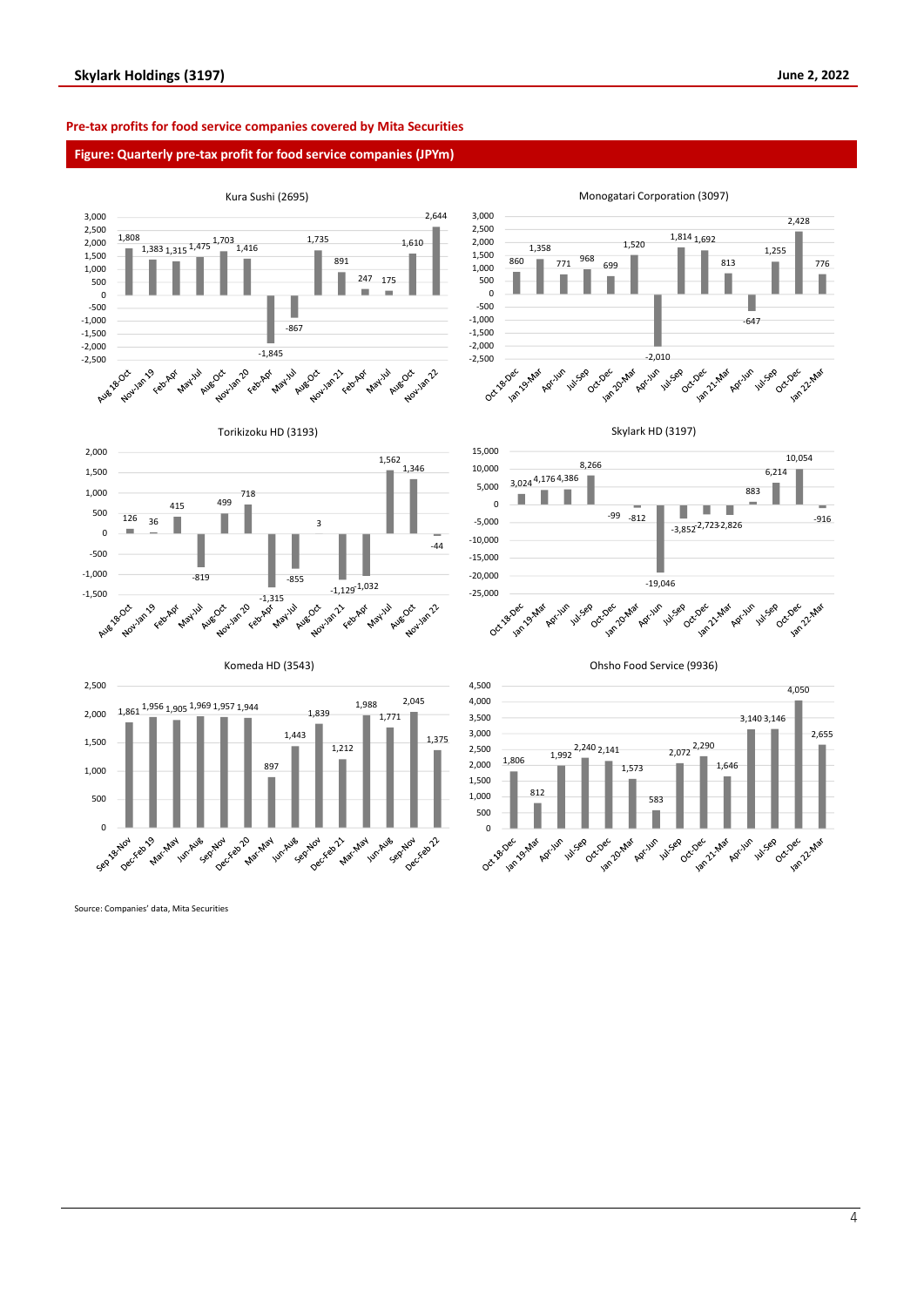#### Pre-tax profits for food service companies covered by Mita Securities

**Figure: Quarterly pre-tax profit for food service companies (JPYm)**

Kura Sushi (2695)

| Period | Pre-tax profit |
|---|---|
| Aug 18-Oct | 1,808 |
| Nov-Jan 19 | 1,383 |
| Feb-Apr | 1,315 |
| May-Jul | 1,475 |
| Aug-Oct | 1,703 |
| Nov-Jan 20 | 1,416 |
| Feb-Apr | -1,845 |
| May-Jul | -867 |
| Aug-Oct | 1,735 |
| Nov-Jan 21 | 891 |
| Feb-Apr | 247 |
| May-Jul | 175 |
| Aug-Oct | 1,610 |
| Nov-Jan 22 | 2,644 |

Monogatari Corporation (3097)

| Period | Pre-tax profit |
|---|---|
| Oct 18-Dec | 860 |
| Jan 19-Mar | 1,358 |
| Apr-Jun | 771 |
| Jul-Sep | 968 |
| Oct-Dec | 699 |
| Jan 20-Mar | 1,520 |
| Apr-Jun | -2,010 |
| Jul-Sep | 1,814 |
| Oct-Dec | 1,692 |
| Jan 21-Mar | 813 |
| Apr-Jun | -647 |
| Jul-Sep | 1,255 |
| Oct-Dec | 2,428 |
| Jan 22-Mar | 776 |

Torikizoku HD (3193)

| Period | Pre-tax profit |
|---|---|
| Aug 18-Oct | 126 |
| Nov-Jan 19 | 36 |
| Feb-Apr | 415 |
| May-Jul | -819 |
| Aug-Oct | 499 |
| Nov-Jan 20 | 718 |
| Feb-Apr | -1,315 |
| May-Jul | -855 |
| Aug-Oct | 3 |
| Nov-Jan 21 | -1,129 |
| Feb-Apr | -1,032 |
| May-Jul | 1,562 |
| Aug-Oct | 1,346 |
| Nov-Jan 22 | -44 |

Skylark HD (3197)

| Period | Pre-tax profit |
|---|---|
| Oct 18-Dec | 3,024 |
| Jan 19-Mar | 4,176 |
| Apr-Jun | 4,386 |
| Jul-Sep | 8,266 |
| Oct-Dec | -99 |
| Jan 20-Mar | -812 |
| Apr-Jun | -19,046 |
| Jul-Sep | -3,852 |
| Oct-Dec | -2,723 |
| Jan 21-Mar | -2,826 |
| Apr-Jun | 883 |
| Jul-Sep | 6,214 |
| Oct-Dec | 10,054 |
| Jan 22-Mar | -916 |

Komeda HD (3543)

| Period | Pre-tax profit |
|---|---|
| Sep 18-Nov | 1,861 |
| Dec-Feb 19 | 1,956 |
| Mar-May | 1,905 |
| Jun-Aug | 1,969 |
| Sep-Nov | 1,957 |
| Dec-Feb 20 | 1,944 |
| Mar-May | 897 |
| Jun-Aug | 1,443 |
| Sep-Nov | 1,839 |
| Dec-Feb 21 | 1,212 |
| Mar-May | 1,988 |
| Jun-Aug | 1,771 |
| Sep-Nov | 2,045 |
| Dec-Feb 22 | 1,375 |

Ohsho Food Service (9936)

| Period | Pre-tax profit |
|---|---|
| Oct 18-Dec | 1,806 |
| Jan 19-Mar | 812 |
| Apr-Jun | 1,992 |
| Jul-Sep | 2,240 |
| Oct-Dec | 2,141 |
| Jan 20-Mar | 1,573 |
| Apr-Jun | 583 |
| Jul-Sep | 2,072 |
| Oct-Dec | 2,290 |
| Jan 21-Mar | 1,646 |
| Apr-Jun | 3,140 |
| Jul-Sep | 3,146 |
| Oct-Dec | 4,050 |
| Jan 22-Mar | 2,655 |

Source: Companies' data, Mita Securities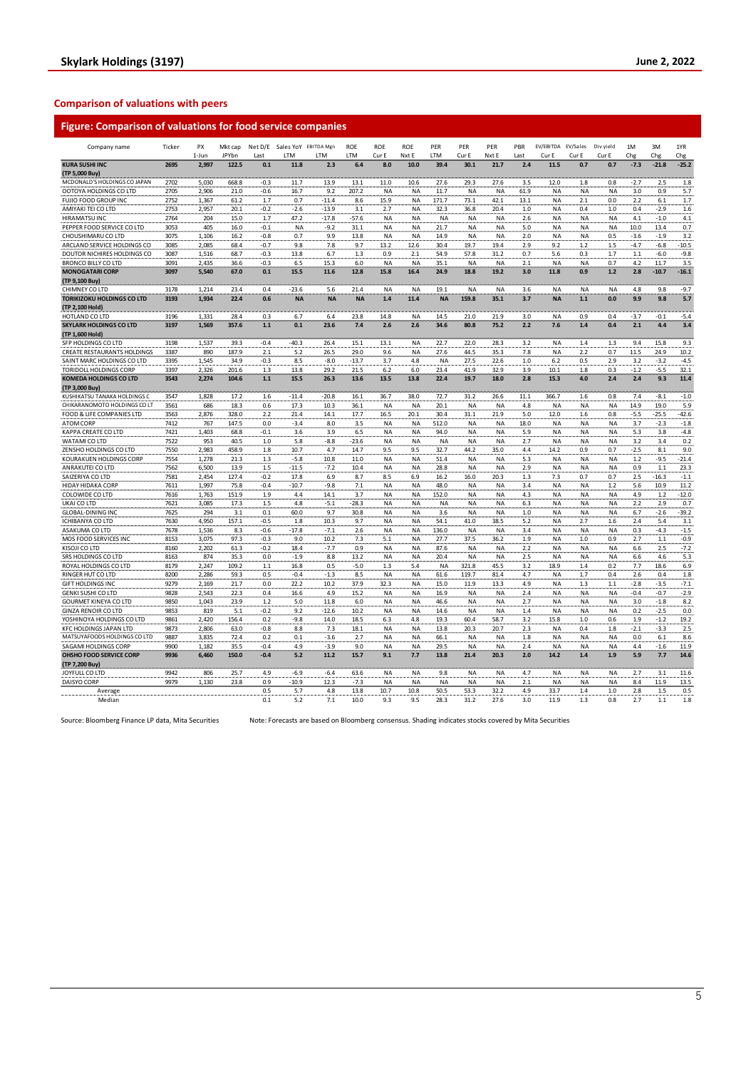## Comparison of valuations with peers

### Figure: Comparison of valuations for food service companies

| Company name | Ticker | PX 1-Jun | Mkt cap JPYbn | Net D/E Last | Sales YoY LTM | EBITDA Mgn LTM | ROE LTM | ROE Cur E | ROE Nxt E | PER LTM | PER Cur E | PER Nxt E | PBR Last | EV/EBITDA Cur E | EV/Sales Cur E | Div yield Cur E | 1M Chg | 3M Chg | 1YR Chg |
|---|---|---|---|---|---|---|---|---|---|---|---|---|---|---|---|---|---|---|---|
| **KURA SUSHI INC (TP 5,000 Buy)** | **2695** | **2,997** | **122.5** | **0.1** | **11.8** | **2.3** | **6.4** | **8.0** | **10.0** | **39.4** | **30.1** | **21.7** | **2.4** | **11.5** | **0.7** | **0.7** | **-7.3** | **-21.8** | **-25.2** |
| MCDONALD'S HOLDINGS CO JAPAN | 2702 | 5,030 | 668.8 | -0.3 | 11.7 | 13.9 | 13.1 | 11.0 | 10.6 | 27.6 | 29.3 | 27.6 | 3.5 | 12.0 | 1.8 | 0.8 | -2.7 | 2.5 | 1.8 |
| OOTOYA HOLDINGS CO LTD | 2705 | 2,906 | 21.0 | -0.6 | 16.7 | 9.2 | 207.2 | NA | NA | 11.7 | NA | NA | 61.9 | NA | NA | NA | 3.0 | 0.9 | 5.7 |
| FUJIO FOOD GROUP INC | 2752 | 1,367 | 61.2 | 1.7 | 0.7 | -11.4 | 8.6 | 15.9 | NA | 171.7 | 73.1 | 42.1 | 13.1 | NA | 2.1 | 0.0 | 2.2 | 6.1 | 1.7 |
| AMIYAKI TEI CO LTD | 2753 | 2,957 | 20.1 | -0.2 | -2.6 | -13.9 | 3.1 | 2.7 | NA | 32.3 | 36.8 | 20.4 | 1.0 | NA | 0.4 | 1.0 | 0.4 | -2.9 | 1.6 |
| HIRAMATSU INC | 2764 | 204 | 15.0 | 1.7 | 47.2 | -17.8 | -57.6 | NA | NA | NA | NA | NA | 2.6 | NA | NA | NA | 4.1 | -1.0 | 4.1 |
| PEPPER FOOD SERVICE CO LTD | 3053 | 405 | 16.0 | -0.1 | NA | -9.2 | 31.1 | NA | NA | 21.7 | NA | NA | 5.0 | NA | NA | NA | 10.0 | 13.4 | 0.7 |
| CHOUSHIMARU CO LTD | 3075 | 1,106 | 16.2 | -0.8 | 0.7 | 9.9 | 13.8 | NA | NA | 14.9 | NA | NA | 2.0 | NA | NA | 0.5 | -3.6 | -1.9 | 3.2 |
| ARCLAND SERVICE HOLDINGS CO | 3085 | 2,085 | 68.4 | -0.7 | 9.8 | 7.8 | 9.7 | 13.2 | 12.6 | 30.4 | 19.7 | 19.4 | 2.9 | 9.2 | 1.2 | 1.5 | -4.7 | -6.8 | -10.5 |
| DOUTOR NICHIRES HOLDINGS CO | 3087 | 1,516 | 68.7 | -0.3 | 13.8 | 6.7 | 1.3 | 0.9 | 2.1 | 54.9 | 57.8 | 31.2 | 0.7 | 5.6 | 0.3 | 1.7 | 1.1 | -6.0 | -9.8 |
| BRONCO BILLY CO LTD | 3091 | 2,435 | 36.6 | -0.3 | 6.5 | 15.3 | 6.0 | NA | NA | 35.1 | NA | NA | 2.1 | NA | NA | 0.7 | 4.2 | 11.7 | 3.5 |
| **MONOGATARI CORP (TP 9,100 Buy)** | **3097** | **5,540** | **67.0** | **0.1** | **15.5** | **11.6** | **12.8** | **15.8** | **16.4** | **24.9** | **18.8** | **19.2** | **3.0** | **11.8** | **0.9** | **1.2** | **2.8** | **-10.7** | **-16.1** |
| CHIMNEY CO LTD | 3178 | 1,214 | 23.4 | 0.4 | -23.6 | 5.6 | 21.4 | NA | NA | 19.1 | NA | NA | 3.6 | NA | NA | NA | 4.8 | 9.8 | -9.7 |
| **TORIKIZOKU HOLDINGS CO LTD (TP 2,100 Hold)** | **3193** | **1,934** | **22.4** | **0.6** | **NA** | **NA** | **NA** | **1.4** | **11.4** | **NA** | **159.8** | **35.1** | **3.7** | **NA** | **1.1** | **0.0** | **9.9** | **9.8** | **5.7** |
| HOTLAND CO LTD | 3196 | 1,331 | 28.4 | 0.3 | 6.7 | 6.4 | 23.8 | 14.8 | NA | 14.5 | 21.0 | 21.9 | 3.0 | NA | 0.9 | 0.4 | -3.7 | -0.1 | -5.4 |
| **SKYLARK HOLDINGS CO LTD (TP 1,600 Hold)** | **3197** | **1,569** | **357.6** | **1.1** | **0.1** | **23.6** | **7.4** | **2.6** | **2.6** | **34.6** | **80.8** | **75.2** | **2.2** | **7.6** | **1.4** | **0.4** | **2.1** | **4.4** | **3.4** |
| SFP HOLDINGS CO LTD | 3198 | 1,537 | 39.3 | -0.4 | -40.3 | 26.4 | 15.1 | 13.1 | NA | 22.7 | 22.0 | 28.3 | 3.2 | NA | 1.4 | 1.3 | 9.4 | 15.8 | 9.3 |
| CREATE RESTAURANTS HOLDINGS | 3387 | 890 | 187.9 | 2.1 | 5.2 | 26.5 | 29.0 | 9.6 | NA | 27.6 | 44.5 | 35.3 | 7.8 | NA | 2.2 | 0.7 | 11.5 | 24.9 | 10.2 |
| SAINT MARC HOLDINGS CO LTD | 3395 | 1,545 | 34.9 | -0.3 | 8.5 | -8.0 | -13.7 | 3.7 | 4.8 | NA | 27.5 | 22.6 | 1.0 | 6.2 | 0.5 | 2.9 | 3.2 | -3.2 | -4.5 |
| TORIDOLL HOLDINGS CORP | 3397 | 2,326 | 201.6 | 1.3 | 13.8 | 29.2 | 21.5 | 6.2 | 6.0 | 23.4 | 41.9 | 32.9 | 3.9 | 10.1 | 1.8 | 0.3 | -1.2 | -5.5 | 32.1 |
| **KOMEDA HOLDINGS CO LTD (TP 3,000 Buy)** | **3543** | **2,274** | **104.6** | **1.1** | **15.5** | **26.3** | **13.6** | **13.5** | **13.8** | **22.4** | **19.7** | **18.0** | **2.8** | **15.3** | **4.0** | **2.4** | **2.4** | **9.3** | **11.4** |
| KUSHIKATSU TANAKA HOLDINGS C | 3547 | 1,828 | 17.2 | 1.6 | -11.4 | -20.8 | 16.1 | 36.7 | 38.0 | 72.7 | 31.2 | 26.6 | 11.1 | 366.7 | 1.6 | 0.8 | 7.4 | -8.1 | -1.0 |
| CHIKARANOMOTO HOLDINGS CO LT | 3561 | 686 | 18.3 | 0.6 | 17.3 | 10.3 | 36.1 | NA | NA | 20.1 | NA | NA | 4.8 | NA | NA | NA | 14.9 | 19.0 | 5.9 |
| FOOD & LIFE COMPANIES LTD | 3563 | 2,876 | 328.0 | 2.2 | 21.4 | 14.1 | 17.7 | 16.5 | 20.1 | 30.4 | 31.1 | 21.9 | 5.0 | 12.0 | 1.6 | 0.8 | -5.5 | -25.5 | -42.6 |
| ATOM CORP | 7412 | 767 | 147.5 | 0.0 | -3.4 | 8.0 | 3.5 | NA | NA | 512.0 | NA | NA | 18.0 | NA | NA | NA | 3.7 | -2.3 | -1.8 |
| KAPPA CREATE CO LTD | 7421 | 1,403 | 68.8 | -0.1 | 3.6 | 3.9 | 6.5 | NA | NA | 94.0 | NA | NA | 5.9 | NA | NA | NA | 5.3 | 3.8 | -4.8 |
| WATAMI CO LTD | 7522 | 953 | 40.5 | 1.0 | 5.8 | -8.8 | -23.6 | NA | NA | NA | NA | NA | 2.7 | NA | NA | NA | 3.2 | 3.4 | 0.2 |
| ZENSHO HOLDINGS CO LTD | 7550 | 2,983 | 458.9 | 1.8 | 10.7 | 4.7 | 14.7 | 9.5 | 9.5 | 32.7 | 44.2 | 35.0 | 4.4 | 14.2 | 0.9 | 0.7 | -2.5 | 8.1 | 9.0 |
| KOURAKUEN HOLDINGS CORP | 7554 | 1,278 | 21.3 | 1.3 | -5.8 | 10.8 | 11.0 | NA | NA | 51.4 | NA | NA | 5.3 | NA | NA | NA | 1.2 | -9.5 | -21.4 |
| ANRAKUTEI CO LTD | 7562 | 6,500 | 13.9 | 1.5 | -11.5 | -7.2 | 10.4 | NA | NA | 28.8 | NA | NA | 2.9 | NA | NA | NA | 0.9 | 1.1 | 23.3 |
| SAIZERIYA CO LTD | 7581 | 2,454 | 127.4 | -0.2 | 17.8 | 6.9 | 8.7 | 8.5 | 6.9 | 16.2 | 16.0 | 20.3 | 1.3 | 7.3 | 0.7 | 0.7 | 2.5 | -16.3 | -1.1 |
| HIDAY HIDAKA CORP | 7611 | 1,997 | 75.8 | -0.4 | -10.7 | -9.8 | 7.1 | NA | NA | 48.0 | NA | NA | 3.4 | NA | NA | 1.2 | 5.6 | 10.9 | 11.2 |
| COLOWIDE CO LTD | 7616 | 1,763 | 151.9 | 1.9 | 4.4 | 14.1 | 3.7 | NA | NA | 152.0 | NA | NA | 4.3 | NA | NA | NA | 4.9 | 1.2 | -12.0 |
| UKAI CO LTD | 7621 | 3,085 | 17.3 | 1.5 | 4.8 | -5.1 | -28.3 | NA | NA | NA | NA | NA | 6.3 | NA | NA | NA | 2.2 | 2.9 | 0.7 |
| GLOBAL-DINING INC | 7625 | 294 | 3.1 | 0.1 | 60.0 | 9.7 | 30.8 | NA | NA | 3.6 | NA | NA | 1.0 | NA | NA | NA | 6.7 | -2.6 | -39.2 |
| ICHIBANYA CO LTD | 7630 | 4,950 | 157.1 | -0.5 | 1.8 | 10.3 | 9.7 | NA | NA | 54.1 | 41.0 | 38.5 | 5.2 | NA | 2.7 | 1.6 | 2.4 | 5.4 | 3.1 |
| ASAKUMA CO LTD | 7678 | 1,536 | 8.3 | -0.6 | -17.8 | -7.1 | 2.6 | NA | NA | 136.0 | NA | NA | 3.4 | NA | NA | NA | 0.3 | -4.3 | -1.5 |
| MOS FOOD SERVICES INC | 8153 | 3,075 | 97.3 | -0.3 | 9.0 | 10.2 | 7.3 | 5.1 | NA | 27.7 | 37.5 | 36.2 | 1.9 | NA | 1.0 | 0.9 | 2.7 | 1.1 | -0.9 |
| KISOJI CO LTD | 8160 | 2,202 | 61.3 | -0.2 | 18.4 | -7.7 | 0.9 | NA | NA | 87.6 | NA | NA | 2.2 | NA | NA | NA | 6.6 | 2.5 | -7.2 |
| SRS HOLDINGS CO LTD | 8163 | 874 | 35.3 | 0.0 | -1.9 | 8.8 | 13.2 | NA | NA | 20.4 | NA | NA | 2.5 | NA | NA | NA | 6.6 | 4.6 | 5.3 |
| ROYAL HOLDINGS CO LTD | 8179 | 2,247 | 109.2 | 1.1 | 16.8 | 0.5 | -5.0 | 1.3 | 5.4 | NA | 321.8 | 45.5 | 3.2 | 18.9 | 1.4 | 0.2 | 7.7 | 18.6 | 6.9 |
| RINGER HUT CO LTD | 8200 | 2,286 | 59.3 | 0.5 | -0.4 | -1.3 | 8.5 | NA | NA | 61.6 | 119.7 | 81.4 | 4.7 | NA | 1.7 | 0.4 | 2.6 | 0.4 | 1.8 |
| GIFT HOLDINGS INC | 9279 | 2,169 | 21.7 | 0.0 | 22.2 | 10.2 | 37.9 | 32.3 | NA | 15.0 | 11.9 | 13.3 | 4.9 | NA | 1.3 | 1.1 | -2.8 | -3.5 | -7.1 |
| GENKI SUSHI CO LTD | 9828 | 2,543 | 22.3 | 0.4 | 16.6 | 4.9 | 15.2 | NA | NA | 16.9 | NA | NA | 2.4 | NA | NA | NA | -0.4 | -0.7 | -2.9 |
| GOURMET KINEYA CO LTD | 9850 | 1,043 | 23.9 | 1.2 | 5.0 | 11.8 | 6.0 | NA | NA | 46.6 | NA | NA | 2.7 | NA | NA | NA | 3.0 | -1.8 | 8.2 |
| GINZA RENOIR CO LTD | 9853 | 819 | 5.1 | -0.2 | 9.2 | -12.6 | 10.2 | NA | NA | 14.6 | NA | NA | 1.4 | NA | NA | NA | 0.2 | -2.5 | 0.0 |
| YOSHINOYA HOLDINGS CO LTD | 9861 | 2,420 | 156.4 | 0.2 | -9.8 | 14.0 | 18.5 | 6.3 | 4.8 | 19.3 | 60.4 | 58.7 | 3.2 | 15.8 | 1.0 | 0.6 | 1.9 | -1.2 | 19.2 |
| KFC HOLDINGS JAPAN LTD | 9873 | 2,806 | 63.0 | -0.8 | 8.8 | 7.3 | 18.1 | NA | NA | 13.8 | 20.3 | 20.7 | 2.3 | NA | 0.4 | 1.8 | -2.1 | -3.3 | 2.5 |
| MATSUYAFOODS HOLDINGS CO LTD | 9887 | 3,835 | 72.4 | 0.2 | 0.1 | -3.6 | 2.7 | NA | NA | 66.1 | NA | NA | 1.8 | NA | NA | NA | 0.0 | 6.1 | 8.6 |
| SAGAMI HOLDINGS CORP | 9900 | 1,182 | 35.5 | -0.4 | 4.9 | -3.9 | 9.0 | NA | NA | 29.5 | NA | NA | 2.4 | NA | NA | NA | 4.4 | -1.6 | 11.9 |
| **OHSHO FOOD SERVICE CORP (TP 7,200 Buy)** | **9936** | **6,460** | **150.0** | **-0.4** | **5.2** | **11.2** | **15.7** | **9.1** | **7.7** | **13.8** | **21.4** | **20.3** | **2.0** | **14.2** | **1.4** | **1.9** | **5.9** | **7.7** | **14.6** |
| JOYFULL CO LTD | 9942 | 806 | 25.7 | 4.9 | -6.9 | -6.4 | 63.6 | NA | NA | 9.8 | NA | NA | 4.7 | NA | NA | NA | 2.7 | 3.1 | 11.6 |
| DAISYO CORP | 9979 | 1,130 | 23.8 | 0.9 | -10.9 | 12.3 | -7.3 | NA | NA | NA | NA | NA | 2.1 | NA | NA | NA | 8.4 | 11.9 | 13.5 |
| Average | | | | 0.5 | 5.7 | 4.8 | 13.8 | 10.7 | 10.8 | 50.5 | 53.3 | 32.2 | 4.9 | 33.7 | 1.4 | 1.0 | 2.8 | 1.5 | 0.5 |
| Median | | | | 0.1 | 5.2 | 7.1 | 10.0 | 9.3 | 9.5 | 28.3 | 31.2 | 27.6 | 3.0 | 11.9 | 1.3 | 0.8 | 2.7 | 1.1 | 1.8 |

Source: Bloomberg Finance LP data, Mita Securities    Note: Forecasts are based on Bloomberg consensus. Shading indicates stocks covered by Mita Securities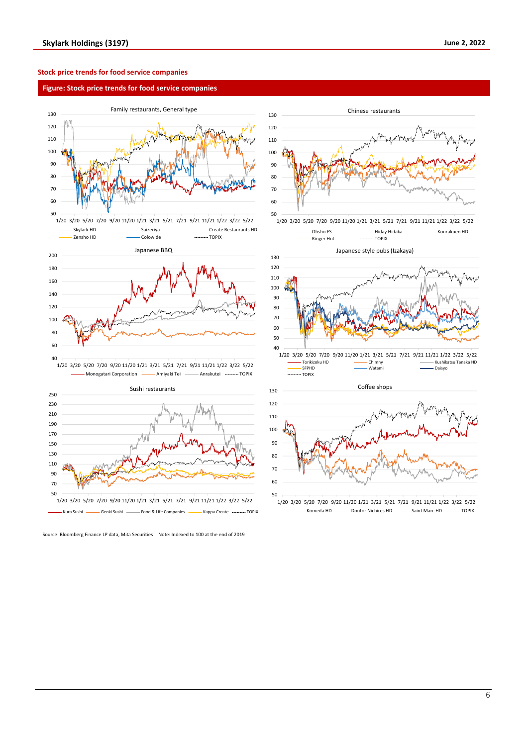### Stock price trends for food service companies

**Figure: Stock price trends for food service companies**

Family restaurants, General type

130
120
110
100
90
80
70
60
50

1/20 3/20 5/20 7/20 9/20 11/20 1/21 3/21 5/21 7/21 9/21 11/21 1/22 3/22 5/22

Skylark HD, Saizeriya, Create Restaurants HD, Zensho HD, Colowide, TOPIX

Chinese restaurants

130
120
110
100
90
80
70
60
50

1/20 3/20 5/20 7/20 9/20 11/20 1/21 3/21 5/21 7/21 9/21 11/21 1/22 3/22 5/22

Ohsho FS, Hiday Hidaka, Kourakuen HD, Ringer Hut, TOPIX

Japanese BBQ

200
180
160
140
120
100
80
60
40

1/20 3/20 5/20 7/20 9/20 11/20 1/21 3/21 5/21 7/21 9/21 11/21 1/22 3/22 5/22

Monogatari Corporation, Amiyaki Tei, Anrakutei, TOPIX

Japanese style pubs (Izakaya)

130
120
110
100
90
80
70
60
50
40

1/20 3/20 5/20 7/20 9/20 11/20 1/21 3/21 5/21 7/21 9/21 11/21 1/22 3/22 5/22

Torikizoku HD, Chimny, Kushikatsu Tanaka HD, SFPHD, Watami, Daisyo, TOPIX

Sushi restaurants

250
230
210
190
170
150
130
110
90
70
50

1/20 3/20 5/20 7/20 9/20 11/20 1/21 3/21 5/21 7/21 9/21 11/21 1/22 3/22 5/22

Kura Sushi, Genki Sushi, Food & Life Companies, Kappa Create, TOPIX

Coffee shops

130
120
110
100
90
80
70
60
50

1/20 3/20 5/20 7/20 9/20 11/20 1/21 3/21 5/21 7/21 9/21 11/21 1/22 3/22 5/22

Komeda HD, Doutor Nichires HD, Saint Marc HD, TOPIX

Source: Bloomberg Finance LP data, Mita Securities Note: Indexed to 100 at the end of 2019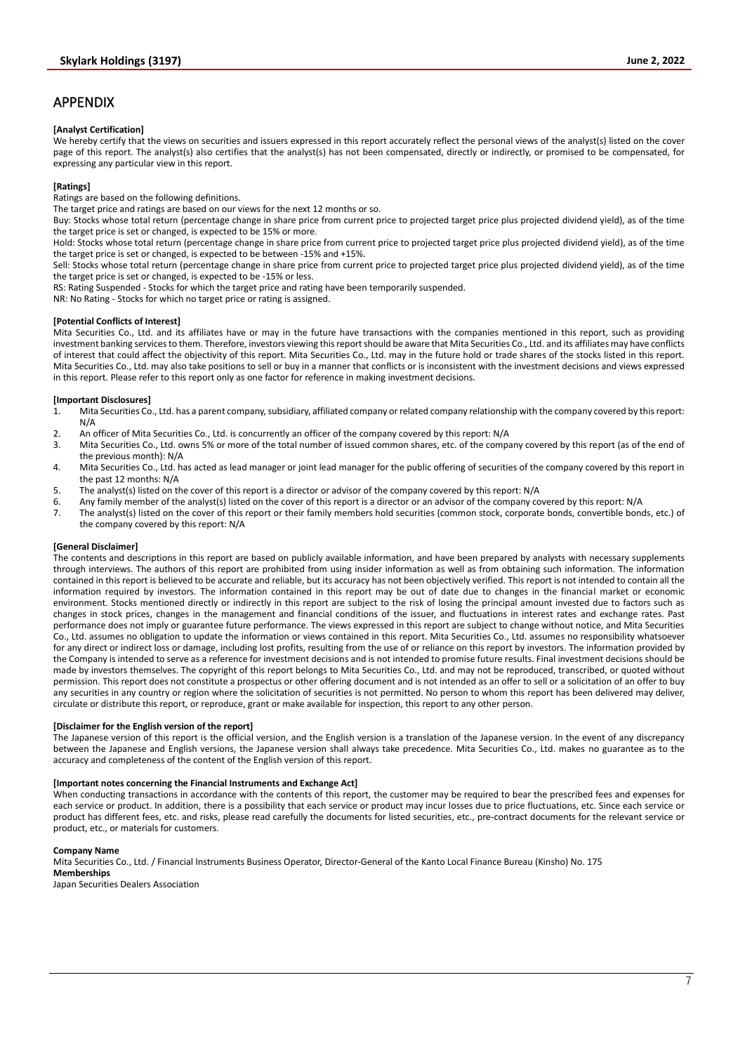# APPENDIX

**[Analyst Certification]**

We hereby certify that the views on securities and issuers expressed in this report accurately reflect the personal views of the analyst(s) listed on the cover page of this report. The analyst(s) also certifies that the analyst(s) has not been compensated, directly or indirectly, or promised to be compensated, for expressing any particular view in this report.

**[Ratings]**

Ratings are based on the following definitions.

The target price and ratings are based on our views for the next 12 months or so.

Buy: Stocks whose total return (percentage change in share price from current price to projected target price plus projected dividend yield), as of the time the target price is set or changed, is expected to be 15% or more.

Hold: Stocks whose total return (percentage change in share price from current price to projected target price plus projected dividend yield), as of the time the target price is set or changed, is expected to be between -15% and +15%.

Sell: Stocks whose total return (percentage change in share price from current price to projected target price plus projected dividend yield), as of the time the target price is set or changed, is expected to be -15% or less.

RS: Rating Suspended - Stocks for which the target price and rating have been temporarily suspended.

NR: No Rating - Stocks for which no target price or rating is assigned.

**[Potential Conflicts of Interest]**

Mita Securities Co., Ltd. and its affiliates have or may in the future have transactions with the companies mentioned in this report, such as providing investment banking services to them. Therefore, investors viewing this report should be aware that Mita Securities Co., Ltd. and its affiliates may have conflicts of interest that could affect the objectivity of this report. Mita Securities Co., Ltd. may in the future hold or trade shares of the stocks listed in this report. Mita Securities Co., Ltd. may also take positions to sell or buy in a manner that conflicts or is inconsistent with the investment decisions and views expressed in this report. Please refer to this report only as one factor for reference in making investment decisions.

**[Important Disclosures]**

1. Mita Securities Co., Ltd. has a parent company, subsidiary, affiliated company or related company relationship with the company covered by this report: N/A
2. An officer of Mita Securities Co., Ltd. is concurrently an officer of the company covered by this report: N/A
3. Mita Securities Co., Ltd. owns 5% or more of the total number of issued common shares, etc. of the company covered by this report (as of the end of the previous month): N/A
4. Mita Securities Co., Ltd. has acted as lead manager or joint lead manager for the public offering of securities of the company covered by this report in the past 12 months: N/A
5. The analyst(s) listed on the cover of this report is a director or advisor of the company covered by this report: N/A
6. Any family member of the analyst(s) listed on the cover of this report is a director or an advisor of the company covered by this report: N/A
7. The analyst(s) listed on the cover of this report or their family members hold securities (common stock, corporate bonds, convertible bonds, etc.) of the company covered by this report: N/A

**[General Disclaimer]**

The contents and descriptions in this report are based on publicly available information, and have been prepared by analysts with necessary supplements through interviews. The authors of this report are prohibited from using insider information as well as from obtaining such information. The information contained in this report is believed to be accurate and reliable, but its accuracy has not been objectively verified. This report is not intended to contain all the information required by investors. The information contained in this report may be out of date due to changes in the financial market or economic environment. Stocks mentioned directly or indirectly in this report are subject to the risk of losing the principal amount invested due to factors such as changes in stock prices, changes in the management and financial conditions of the issuer, and fluctuations in interest rates and exchange rates. Past performance does not imply or guarantee future performance. The views expressed in this report are subject to change without notice, and Mita Securities Co., Ltd. assumes no obligation to update the information or views contained in this report. Mita Securities Co., Ltd. assumes no responsibility whatsoever for any direct or indirect loss or damage, including lost profits, resulting from the use of or reliance on this report by investors. The information provided by the Company is intended to serve as a reference for investment decisions and is not intended to promise future results. Final investment decisions should be made by investors themselves. The copyright of this report belongs to Mita Securities Co., Ltd. and may not be reproduced, transcribed, or quoted without permission. This report does not constitute a prospectus or other offering document and is not intended as an offer to sell or a solicitation of an offer to buy any securities in any country or region where the solicitation of securities is not permitted. No person to whom this report has been delivered may deliver, circulate or distribute this report, or reproduce, grant or make available for inspection, this report to any other person.

**[Disclaimer for the English version of the report]**

The Japanese version of this report is the official version, and the English version is a translation of the Japanese version. In the event of any discrepancy between the Japanese and English versions, the Japanese version shall always take precedence. Mita Securities Co., Ltd. makes no guarantee as to the accuracy and completeness of the content of the English version of this report.

**[Important notes concerning the Financial Instruments and Exchange Act]**

When conducting transactions in accordance with the contents of this report, the customer may be required to bear the prescribed fees and expenses for each service or product. In addition, there is a possibility that each service or product may incur losses due to price fluctuations, etc. Since each service or product has different fees, etc. and risks, please read carefully the documents for listed securities, etc., pre-contract documents for the relevant service or product, etc., or materials for customers.

**Company Name**

Mita Securities Co., Ltd. / Financial Instruments Business Operator, Director-General of the Kanto Local Finance Bureau (Kinsho) No. 175

**Memberships**

Japan Securities Dealers Association